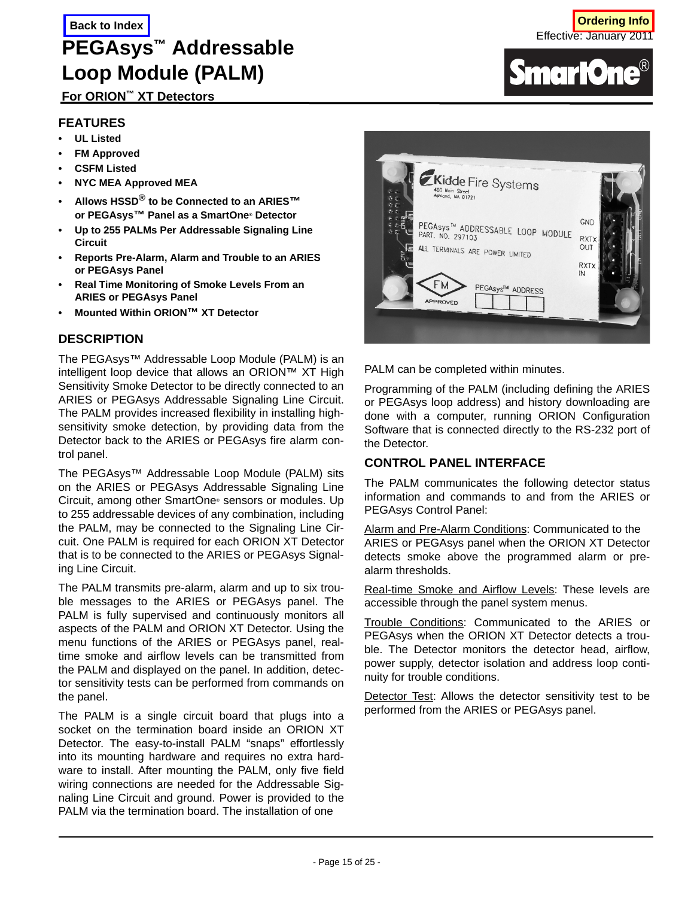Back to Index

Ordering Info

Effective: January 2011

# PEGAsys™ Addressable Loop Module (PALM)

**For ORION™ XT Detectors**

## FEATURES

- **UL Listed**
- **FM Approved**
- **CSFM Listed**
- **NYC MEA Approved MEA**
- **Allows HSSD® to be Connected to an ARIES™ or PEGAsys™ Panel as a SmartOne® Detector**
- **Up to 255 PALMs Per Addressable Signaling Line Circuit**
- **Reports Pre-Alarm, Alarm and Trouble to an ARIES or PEGAsys Panel**
- **Real Time Monitoring of Smoke Levels From an ARIES or PEGAsys Panel**
- **Mounted Within ORION™ XT Detector**

## DESCRIPTION

The PEGAsys™ Addressable Loop Module (PALM) is an intelligent loop device that allows an ORION™ XT High Sensitivity Smoke Detector to be directly connected to an ARIES or PEGAsys Addressable Signaling Line Circuit. The PALM provides increased flexibility in installing high-sensitivity smoke detection, by providing data from the Detector back to the ARIES or PEGAsys fire alarm control panel.

The PEGAsys™ Addressable Loop Module (PALM) sits on the ARIES or PEGAsys Addressable Signaling Line Circuit, among other SmartOne® sensors or modules. Up to 255 addressable devices of any combination, including the PALM, may be connected to the Signaling Line Circuit. One PALM is required for each ORION XT Detector that is to be connected to the ARIES or PEGAsys Signaling Line Circuit.

The PALM transmits pre-alarm, alarm and up to six trouble messages to the ARIES or PEGAsys panel. The PALM is fully supervised and continuously monitors all aspects of the PALM and ORION XT Detector. Using the menu functions of the ARIES or PEGAsys panel, real-time smoke and airflow levels can be transmitted from the PALM and displayed on the panel. In addition, detector sensitivity tests can be performed from commands on the panel.

The PALM is a single circuit board that plugs into a socket on the termination board inside an ORION XT Detector. The easy-to-install PALM "snaps" effortlessly into its mounting hardware and requires no extra hardware to install. After mounting the PALM, only five field wiring connections are needed for the Addressable Signaling Line Circuit and ground. Power is provided to the PALM via the termination board. The installation of one PALM can be completed within minutes.

Programming of the PALM (including defining the ARIES or PEGAsys loop address) and history downloading are done with a computer, running ORION Configuration Software that is connected directly to the RS-232 port of the Detector.

## CONTROL PANEL INTERFACE

The PALM communicates the following detector status information and commands to and from the ARIES or PEGAsys Control Panel:

Alarm and Pre-Alarm Conditions: Communicated to the ARIES or PEGAsys panel when the ORION XT Detector detects smoke above the programmed alarm or pre-alarm thresholds.

Real-time Smoke and Airflow Levels: These levels are accessible through the panel system menus.

Trouble Conditions: Communicated to the ARIES or PEGAsys when the ORION XT Detector detects a trouble. The Detector monitors the detector head, airflow, power supply, detector isolation and address loop continuity for trouble conditions.

Detector Test: Allows the detector sensitivity test to be performed from the ARIES or PEGAsys panel.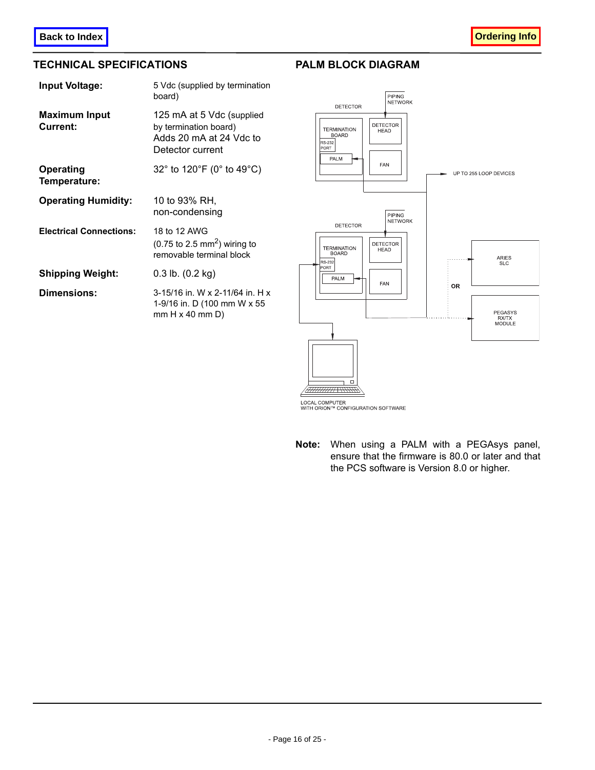Back to Index

Ordering Info

## TECHNICAL SPECIFICATIONS

| | |
|---|---|
| **Input Voltage:** | 5 Vdc (supplied by termination board) |
| **Maximum Input Current:** | 125 mA at 5 Vdc (supplied by termination board) Adds 20 mA at 24 Vdc to Detector current |
| **Operating Temperature:** | 32° to 120°F (0° to 49°C) |
| **Operating Humidity:** | 10 to 93% RH, non-condensing |
| **Electrical Connections:** | 18 to 12 AWG (0.75 to 2.5 $mm^2$) wiring to removable terminal block |
| **Shipping Weight:** | 0.3 lb. (0.2 kg) |
| **Dimensions:** | 3-15/16 in. W x 2-11/64 in. H x 1-9/16 in. D (100 mm W x 55 mm H x 40 mm D) |

## PALM BLOCK DIAGRAM

PIPING NETWORK
DETECTOR
TERMINATION BOARD
DETECTOR HEAD
RS-232 PORT
PALM
FAN
UP TO 255 LOOP DEVICES
PIPING NETWORK
DETECTOR
TERMINATION BOARD
DETECTOR HEAD
RS-232 PORT
PALM
FAN
ARIES SLC
OR
PEGASYS RX/TX MODULE
LOCAL COMPUTER WITH ORION™ CONFIGURATION SOFTWARE

**Note:** When using a PALM with a PEGAsys panel, ensure that the firmware is 80.0 or later and that the PCS software is Version 8.0 or higher.